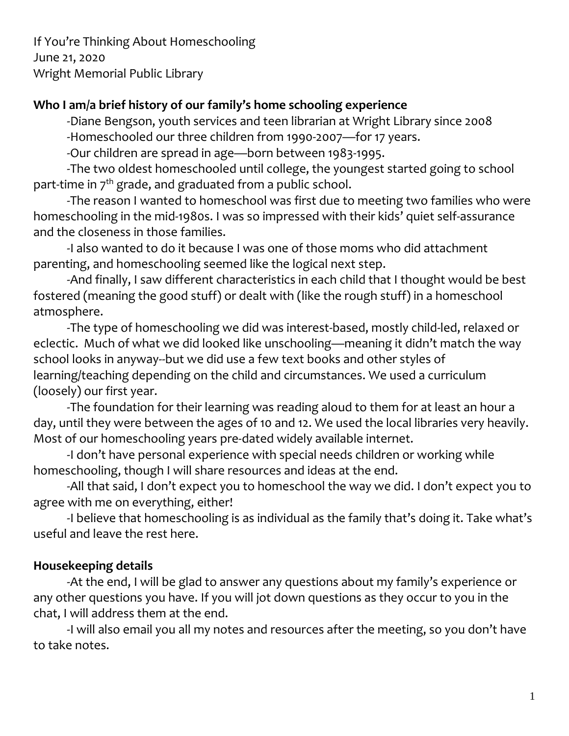If You're Thinking About Homeschooling
June 21, 2020
Wright Memorial Public Library

**Who I am/a brief history of our family's home schooling experience**

-Diane Bengson, youth services and teen librarian at Wright Library since 2008

-Homeschooled our three children from 1990-2007—for 17 years.

-Our children are spread in age—born between 1983-1995.

-The two oldest homeschooled until college, the youngest started going to school part-time in 7th grade, and graduated from a public school.

-The reason I wanted to homeschool was first due to meeting two families who were homeschooling in the mid-1980s. I was so impressed with their kids' quiet self-assurance and the closeness in those families.

-I also wanted to do it because I was one of those moms who did attachment parenting, and homeschooling seemed like the logical next step.

-And finally, I saw different characteristics in each child that I thought would be best fostered (meaning the good stuff) or dealt with (like the rough stuff) in a homeschool atmosphere.

-The type of homeschooling we did was interest-based, mostly child-led, relaxed or eclectic. Much of what we did looked like unschooling—meaning it didn't match the way school looks in anyway--but we did use a few text books and other styles of learning/teaching depending on the child and circumstances. We used a curriculum (loosely) our first year.

-The foundation for their learning was reading aloud to them for at least an hour a day, until they were between the ages of 10 and 12. We used the local libraries very heavily. Most of our homeschooling years pre-dated widely available internet.

-I don't have personal experience with special needs children or working while homeschooling, though I will share resources and ideas at the end.

-All that said, I don't expect you to homeschool the way we did. I don't expect you to agree with me on everything, either!

-I believe that homeschooling is as individual as the family that's doing it. Take what's useful and leave the rest here.

**Housekeeping details**

-At the end, I will be glad to answer any questions about my family's experience or any other questions you have. If you will jot down questions as they occur to you in the chat, I will address them at the end.

-I will also email you all my notes and resources after the meeting, so you don't have to take notes.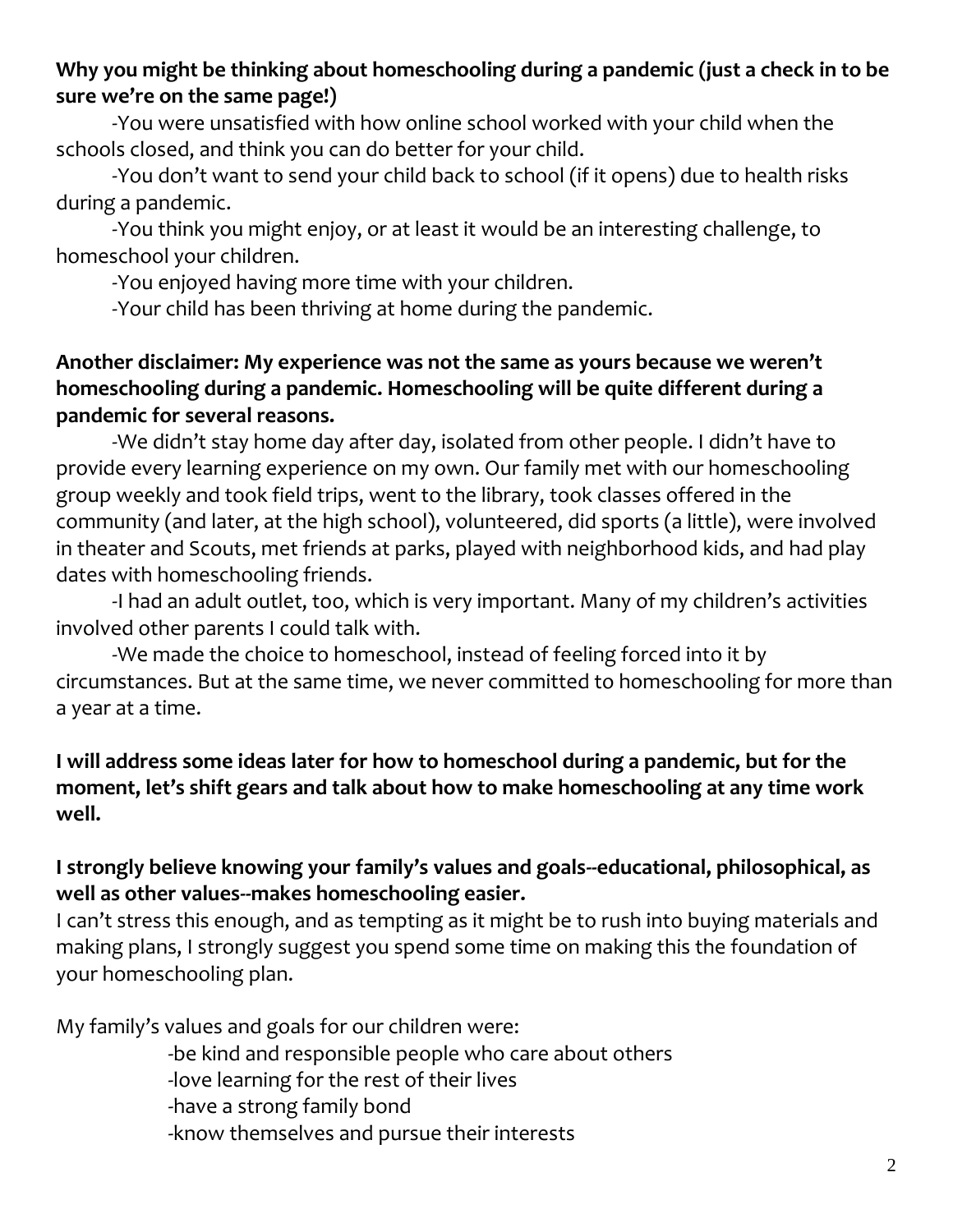**Why you might be thinking about homeschooling during a pandemic (just a check in to be sure we're on the same page!)**

-You were unsatisfied with how online school worked with your child when the schools closed, and think you can do better for your child.

-You don't want to send your child back to school (if it opens) due to health risks during a pandemic.

-You think you might enjoy, or at least it would be an interesting challenge, to homeschool your children.

-You enjoyed having more time with your children.

-Your child has been thriving at home during the pandemic.

**Another disclaimer: My experience was not the same as yours because we weren't homeschooling during a pandemic. Homeschooling will be quite different during a pandemic for several reasons.**

-We didn't stay home day after day, isolated from other people. I didn't have to provide every learning experience on my own. Our family met with our homeschooling group weekly and took field trips, went to the library, took classes offered in the community (and later, at the high school), volunteered, did sports (a little), were involved in theater and Scouts, met friends at parks, played with neighborhood kids, and had play dates with homeschooling friends.

-I had an adult outlet, too, which is very important. Many of my children's activities involved other parents I could talk with.

-We made the choice to homeschool, instead of feeling forced into it by circumstances. But at the same time, we never committed to homeschooling for more than a year at a time.

**I will address some ideas later for how to homeschool during a pandemic, but for the moment, let's shift gears and talk about how to make homeschooling at any time work well.**

**I strongly believe knowing your family's values and goals--educational, philosophical, as well as other values--makes homeschooling easier.**

I can't stress this enough, and as tempting as it might be to rush into buying materials and making plans, I strongly suggest you spend some time on making this the foundation of your homeschooling plan.

My family's values and goals for our children were:

-be kind and responsible people who care about others
-love learning for the rest of their lives
-have a strong family bond
-know themselves and pursue their interests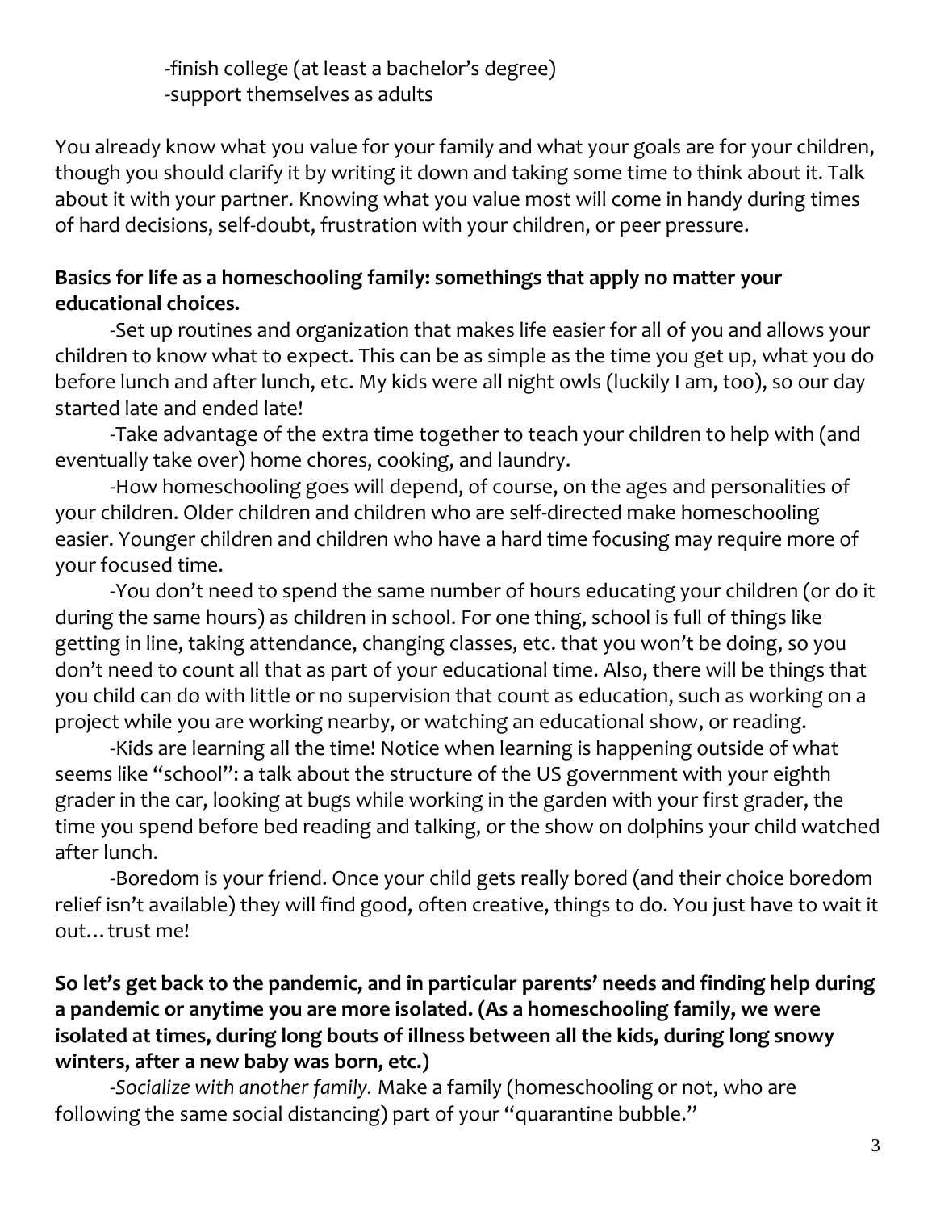-finish college (at least a bachelor's degree)
-support themselves as adults

You already know what you value for your family and what your goals are for your children, though you should clarify it by writing it down and taking some time to think about it. Talk about it with your partner. Knowing what you value most will come in handy during times of hard decisions, self-doubt, frustration with your children, or peer pressure.

**Basics for life as a homeschooling family: somethings that apply no matter your educational choices.**

-Set up routines and organization that makes life easier for all of you and allows your children to know what to expect. This can be as simple as the time you get up, what you do before lunch and after lunch, etc. My kids were all night owls (luckily I am, too), so our day started late and ended late!

-Take advantage of the extra time together to teach your children to help with (and eventually take over) home chores, cooking, and laundry.

-How homeschooling goes will depend, of course, on the ages and personalities of your children. Older children and children who are self-directed make homeschooling easier. Younger children and children who have a hard time focusing may require more of your focused time.

-You don't need to spend the same number of hours educating your children (or do it during the same hours) as children in school. For one thing, school is full of things like getting in line, taking attendance, changing classes, etc. that you won't be doing, so you don't need to count all that as part of your educational time. Also, there will be things that you child can do with little or no supervision that count as education, such as working on a project while you are working nearby, or watching an educational show, or reading.

-Kids are learning all the time! Notice when learning is happening outside of what seems like "school": a talk about the structure of the US government with your eighth grader in the car, looking at bugs while working in the garden with your first grader, the time you spend before bed reading and talking, or the show on dolphins your child watched after lunch.

-Boredom is your friend. Once your child gets really bored (and their choice boredom relief isn't available) they will find good, often creative, things to do. You just have to wait it out…trust me!

**So let's get back to the pandemic, and in particular parents' needs and finding help during a pandemic or anytime you are more isolated. (As a homeschooling family, we were isolated at times, during long bouts of illness between all the kids, during long snowy winters, after a new baby was born, etc.)**

-*Socialize with another family.* Make a family (homeschooling or not, who are following the same social distancing) part of your "quarantine bubble."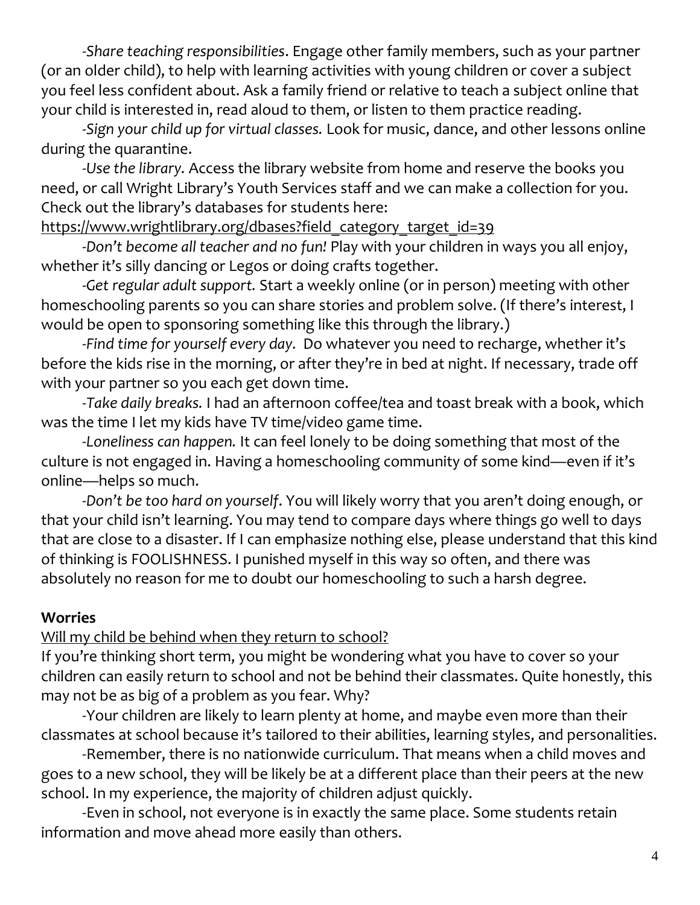-*Share teaching responsibilities*. Engage other family members, such as your partner (or an older child), to help with learning activities with young children or cover a subject you feel less confident about. Ask a family friend or relative to teach a subject online that your child is interested in, read aloud to them, or listen to them practice reading.

-*Sign your child up for virtual classes.* Look for music, dance, and other lessons online during the quarantine.

-*Use the library.* Access the library website from home and reserve the books you need, or call Wright Library's Youth Services staff and we can make a collection for you. Check out the library's databases for students here: [https://www.wrightlibrary.org/dbases?field_category_target_id=39](https://www.wrightlibrary.org/dbases?field_category_target_id=39)

-*Don't become all teacher and no fun!* Play with your children in ways you all enjoy, whether it's silly dancing or Legos or doing crafts together.

-*Get regular adult support.* Start a weekly online (or in person) meeting with other homeschooling parents so you can share stories and problem solve. (If there's interest, I would be open to sponsoring something like this through the library.)

-*Find time for yourself every day.* Do whatever you need to recharge, whether it's before the kids rise in the morning, or after they're in bed at night. If necessary, trade off with your partner so you each get down time.

-*Take daily breaks.* I had an afternoon coffee/tea and toast break with a book, which was the time I let my kids have TV time/video game time.

-*Loneliness can happen.* It can feel lonely to be doing something that most of the culture is not engaged in. Having a homeschooling community of some kind—even if it's online—helps so much.

-*Don't be too hard on yourself*. You will likely worry that you aren't doing enough, or that your child isn't learning. You may tend to compare days where things go well to days that are close to a disaster. If I can emphasize nothing else, please understand that this kind of thinking is FOOLISHNESS. I punished myself in this way so often, and there was absolutely no reason for me to doubt our homeschooling to such a harsh degree.

**Worries**

<u>Will my child be behind when they return to school?</u>

If you're thinking short term, you might be wondering what you have to cover so your children can easily return to school and not be behind their classmates. Quite honestly, this may not be as big of a problem as you fear. Why?

-Your children are likely to learn plenty at home, and maybe even more than their classmates at school because it's tailored to their abilities, learning styles, and personalities.

-Remember, there is no nationwide curriculum. That means when a child moves and goes to a new school, they will be likely be at a different place than their peers at the new school. In my experience, the majority of children adjust quickly.

-Even in school, not everyone is in exactly the same place. Some students retain information and move ahead more easily than others.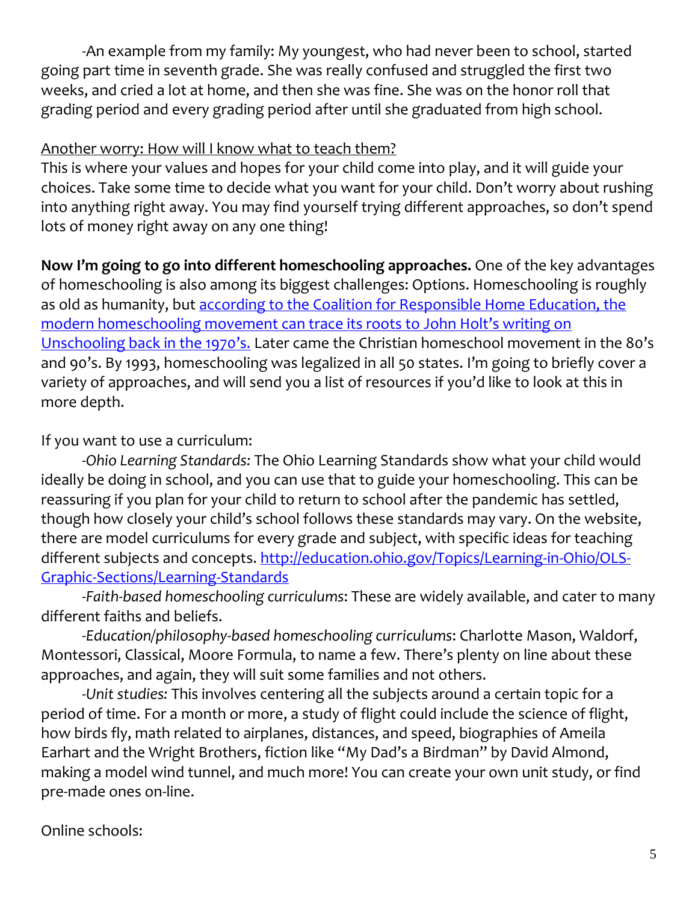-An example from my family: My youngest, who had never been to school, started going part time in seventh grade. She was really confused and struggled the first two weeks, and cried a lot at home, and then she was fine. She was on the honor roll that grading period and every grading period after until she graduated from high school.

Another worry: How will I know what to teach them?

This is where your values and hopes for your child come into play, and it will guide your choices. Take some time to decide what you want for your child. Don't worry about rushing into anything right away. You may find yourself trying different approaches, so don't spend lots of money right away on any one thing!

**Now I'm going to go into different homeschooling approaches.** One of the key advantages of homeschooling is also among its biggest challenges: Options. Homeschooling is roughly as old as humanity, but [according to the Coalition for Responsible Home Education, the modern homeschooling movement can trace its roots to John Holt's writing on Unschooling back in the 1970's.]() Later came the Christian homeschool movement in the 80's and 90's. By 1993, homeschooling was legalized in all 50 states. I'm going to briefly cover a variety of approaches, and will send you a list of resources if you'd like to look at this in more depth.

If you want to use a curriculum:

-*Ohio Learning Standards:* The Ohio Learning Standards show what your child would ideally be doing in school, and you can use that to guide your homeschooling. This can be reassuring if you plan for your child to return to school after the pandemic has settled, though how closely your child's school follows these standards may vary. On the website, there are model curriculums for every grade and subject, with specific ideas for teaching different subjects and concepts. http://education.ohio.gov/Topics/Learning-in-Ohio/OLS-Graphic-Sections/Learning-Standards

-*Faith-based homeschooling curriculums*: These are widely available, and cater to many different faiths and beliefs.

-*Education/philosophy-based homeschooling curriculums*: Charlotte Mason, Waldorf, Montessori, Classical, Moore Formula, to name a few. There's plenty on line about these approaches, and again, they will suit some families and not others.

-*Unit studies:* This involves centering all the subjects around a certain topic for a period of time. For a month or more, a study of flight could include the science of flight, how birds fly, math related to airplanes, distances, and speed, biographies of Ameila Earhart and the Wright Brothers, fiction like "My Dad's a Birdman" by David Almond, making a model wind tunnel, and much more! You can create your own unit study, or find pre-made ones on-line.

Online schools: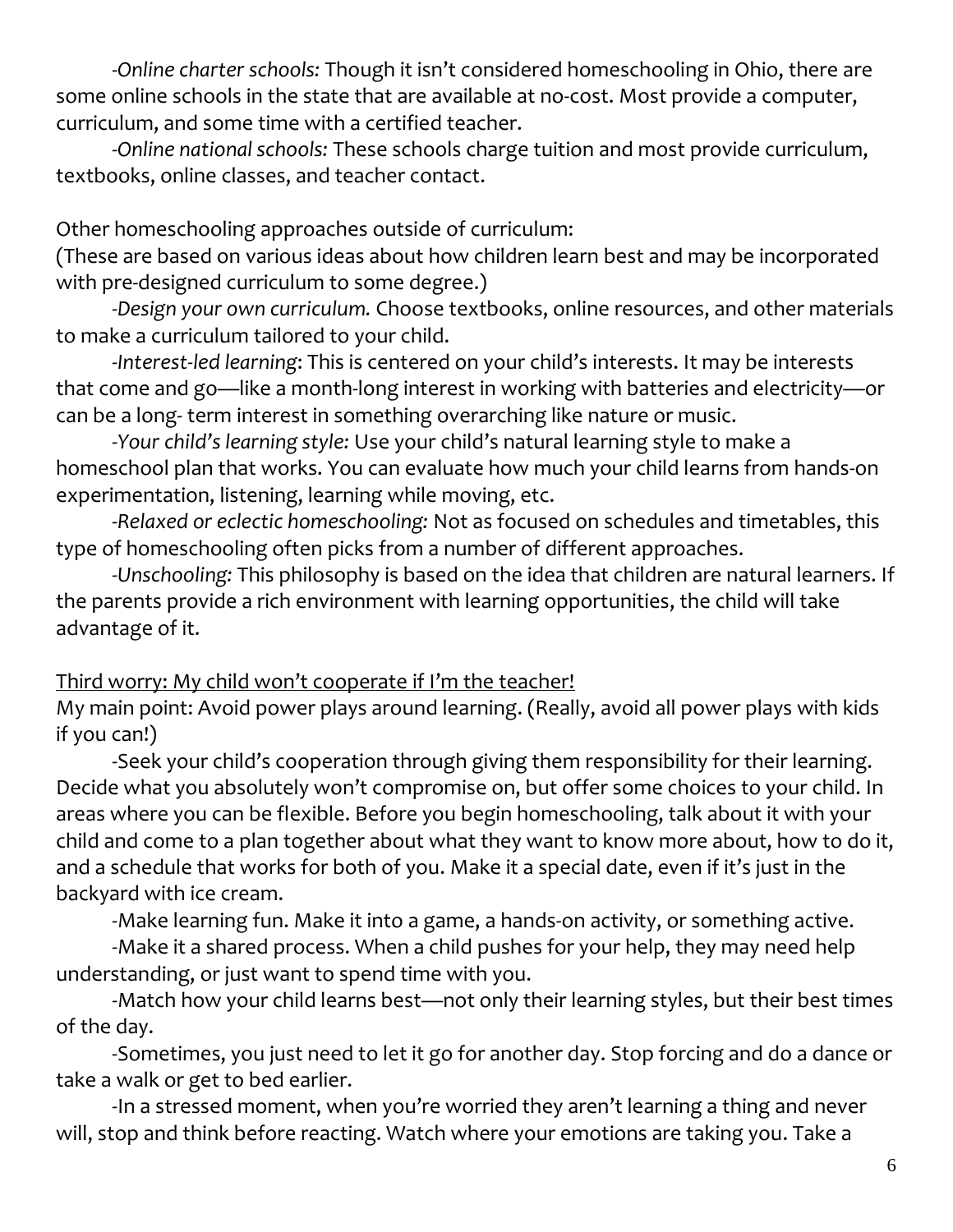*-Online charter schools:* Though it isn't considered homeschooling in Ohio, there are some online schools in the state that are available at no-cost. Most provide a computer, curriculum, and some time with a certified teacher.

*-Online national schools:* These schools charge tuition and most provide curriculum, textbooks, online classes, and teacher contact.

Other homeschooling approaches outside of curriculum:
(These are based on various ideas about how children learn best and may be incorporated with pre-designed curriculum to some degree.)

*-Design your own curriculum.* Choose textbooks, online resources, and other materials to make a curriculum tailored to your child.

*-Interest-led learning*: This is centered on your child's interests. It may be interests that come and go—like a month-long interest in working with batteries and electricity—or can be a long- term interest in something overarching like nature or music.

*-Your child's learning style:* Use your child's natural learning style to make a homeschool plan that works. You can evaluate how much your child learns from hands-on experimentation, listening, learning while moving, etc.

*-Relaxed or eclectic homeschooling:* Not as focused on schedules and timetables, this type of homeschooling often picks from a number of different approaches.

*-Unschooling:* This philosophy is based on the idea that children are natural learners. If the parents provide a rich environment with learning opportunities, the child will take advantage of it.

<u>Third worry: My child won't cooperate if I'm the teacher!</u>
My main point: Avoid power plays around learning. (Really, avoid all power plays with kids if you can!)

-Seek your child's cooperation through giving them responsibility for their learning. Decide what you absolutely won't compromise on, but offer some choices to your child. In areas where you can be flexible. Before you begin homeschooling, talk about it with your child and come to a plan together about what they want to know more about, how to do it, and a schedule that works for both of you. Make it a special date, even if it's just in the backyard with ice cream.

-Make learning fun. Make it into a game, a hands-on activity, or something active.

-Make it a shared process. When a child pushes for your help, they may need help understanding, or just want to spend time with you.

-Match how your child learns best—not only their learning styles, but their best times of the day.

-Sometimes, you just need to let it go for another day. Stop forcing and do a dance or take a walk or get to bed earlier.

-In a stressed moment, when you're worried they aren't learning a thing and never will, stop and think before reacting. Watch where your emotions are taking you. Take a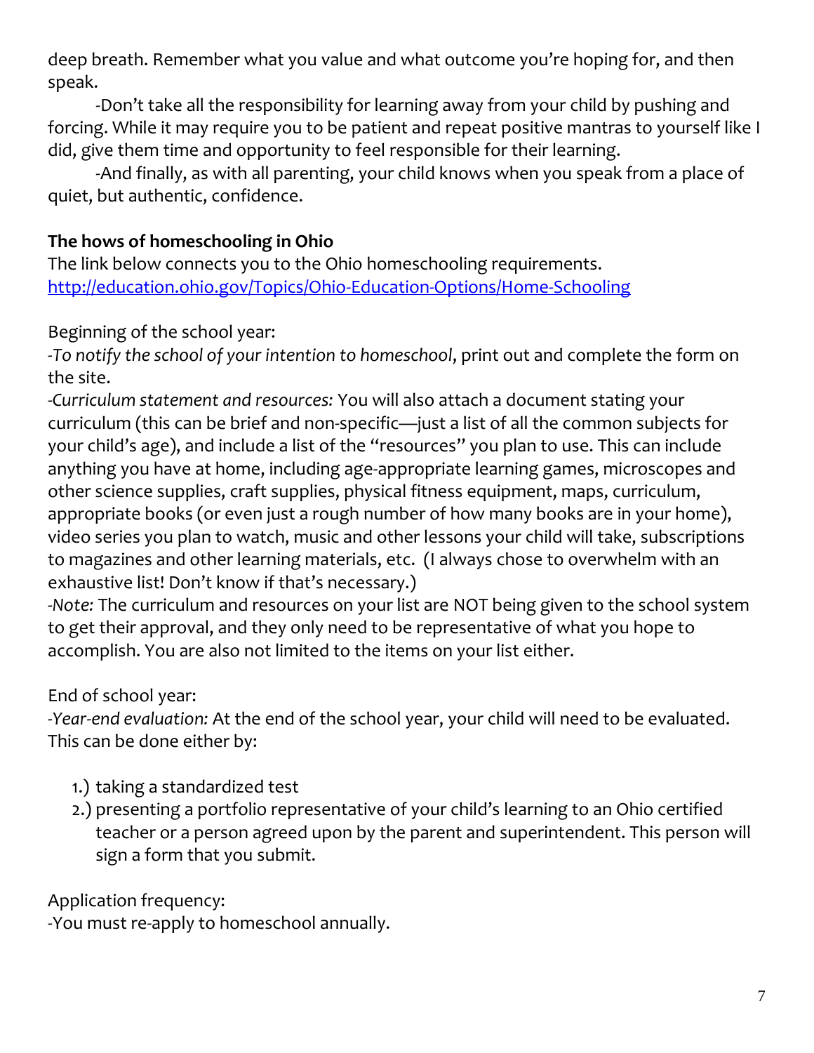deep breath. Remember what you value and what outcome you're hoping for, and then speak.

-Don't take all the responsibility for learning away from your child by pushing and forcing. While it may require you to be patient and repeat positive mantras to yourself like I did, give them time and opportunity to feel responsible for their learning.

-And finally, as with all parenting, your child knows when you speak from a place of quiet, but authentic, confidence.

**The hows of homeschooling in Ohio**

The link below connects you to the Ohio homeschooling requirements.
[http://education.ohio.gov/Topics/Ohio-Education-Options/Home-Schooling](http://education.ohio.gov/Topics/Ohio-Education-Options/Home-Schooling)

Beginning of the school year:

-*To notify the school of your intention to homeschool*, print out and complete the form on the site.

-*Curriculum statement and resources:* You will also attach a document stating your curriculum (this can be brief and non-specific—just a list of all the common subjects for your child's age), and include a list of the "resources" you plan to use. This can include anything you have at home, including age-appropriate learning games, microscopes and other science supplies, craft supplies, physical fitness equipment, maps, curriculum, appropriate books (or even just a rough number of how many books are in your home), video series you plan to watch, music and other lessons your child will take, subscriptions to magazines and other learning materials, etc. (I always chose to overwhelm with an exhaustive list! Don't know if that's necessary.)

-*Note:* The curriculum and resources on your list are NOT being given to the school system to get their approval, and they only need to be representative of what you hope to accomplish. You are also not limited to the items on your list either.

End of school year:

-*Year-end evaluation:* At the end of the school year, your child will need to be evaluated. This can be done either by:

1.) taking a standardized test
2.) presenting a portfolio representative of your child's learning to an Ohio certified teacher or a person agreed upon by the parent and superintendent. This person will sign a form that you submit.

Application frequency:

-You must re-apply to homeschool annually.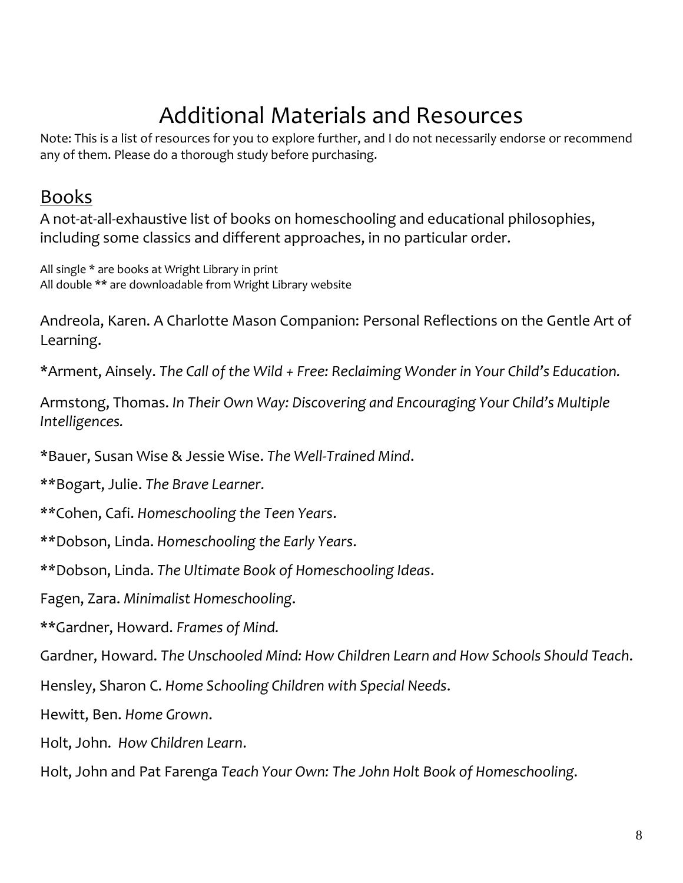# Additional Materials and Resources

Note: This is a list of resources for you to explore further, and I do not necessarily endorse or recommend any of them. Please do a thorough study before purchasing.

## Books

A not-at-all-exhaustive list of books on homeschooling and educational philosophies, including some classics and different approaches, in no particular order.

All single * are books at Wright Library in print
All double ** are downloadable from Wright Library website

Andreola, Karen. A Charlotte Mason Companion: Personal Reflections on the Gentle Art of Learning.

*Arment, Ainsely. *The Call of the Wild + Free: Reclaiming Wonder in Your Child's Education.*

Armstong, Thomas. *In Their Own Way: Discovering and Encouraging Your Child's Multiple Intelligences.*

*Bauer, Susan Wise & Jessie Wise. *The Well-Trained Mind*.

**Bogart, Julie. *The Brave Learner.*

**Cohen, Cafi. *Homeschooling the Teen Years*.

**Dobson, Linda. *Homeschooling the Early Years*.

**Dobson, Linda. *The Ultimate Book of Homeschooling Ideas*.

Fagen, Zara. *Minimalist Homeschooling*.

**Gardner, Howard. *Frames of Mind.*

Gardner, Howard. *The Unschooled Mind: How Children Learn and How Schools Should Teach*.

Hensley, Sharon C. *Home Schooling Children with Special Needs*.

Hewitt, Ben. *Home Grown*.

Holt, John. *How Children Learn*.

Holt, John and Pat Farenga *Teach Your Own: The John Holt Book of Homeschooling*.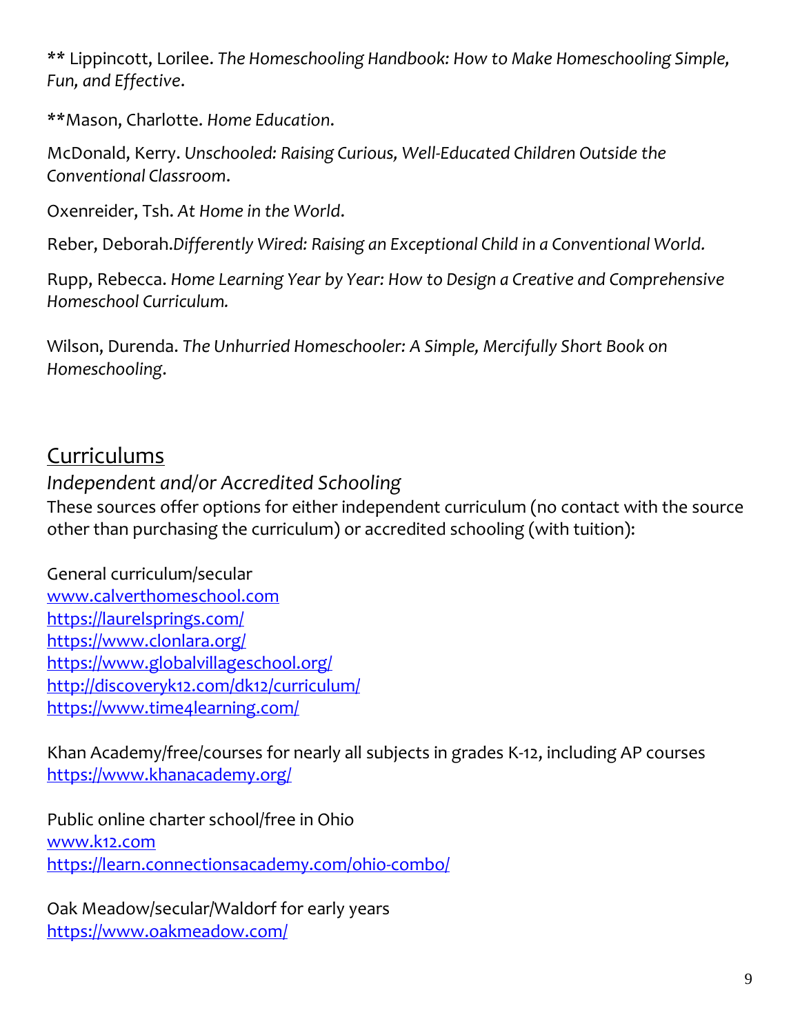** Lippincott, Lorilee. *The Homeschooling Handbook: How to Make Homeschooling Simple, Fun, and Effective*.

**Mason, Charlotte. *Home Education*.

McDonald, Kerry. *Unschooled: Raising Curious, Well-Educated Children Outside the Conventional Classroom*.

Oxenreider, Tsh. *At Home in the World*.

Reber, Deborah.*Differently Wired: Raising an Exceptional Child in a Conventional World.*

Rupp, Rebecca. *Home Learning Year by Year: How to Design a Creative and Comprehensive Homeschool Curriculum.*

Wilson, Durenda. *The Unhurried Homeschooler: A Simple, Mercifully Short Book on Homeschooling*.

## Curriculums

### *Independent and/or Accredited Schooling*

These sources offer options for either independent curriculum (no contact with the source other than purchasing the curriculum) or accredited schooling (with tuition):

General curriculum/secular
[www.calverthomeschool.com](www.calverthomeschool.com)
[https://laurelsprings.com/](https://laurelsprings.com/)
[https://www.clonlara.org/](https://www.clonlara.org/)
[https://www.globalvillageschool.org/](https://www.globalvillageschool.org/)
[http://discoveryk12.com/dk12/curriculum/](http://discoveryk12.com/dk12/curriculum/)
[https://www.time4learning.com/](https://www.time4learning.com/)

Khan Academy/free/courses for nearly all subjects in grades K-12, including AP courses
[https://www.khanacademy.org/](https://www.khanacademy.org/)

Public online charter school/free in Ohio
[www.k12.com](www.k12.com)
[https://learn.connectionsacademy.com/ohio-combo/](https://learn.connectionsacademy.com/ohio-combo/)

Oak Meadow/secular/Waldorf for early years
[https://www.oakmeadow.com/](https://www.oakmeadow.com/)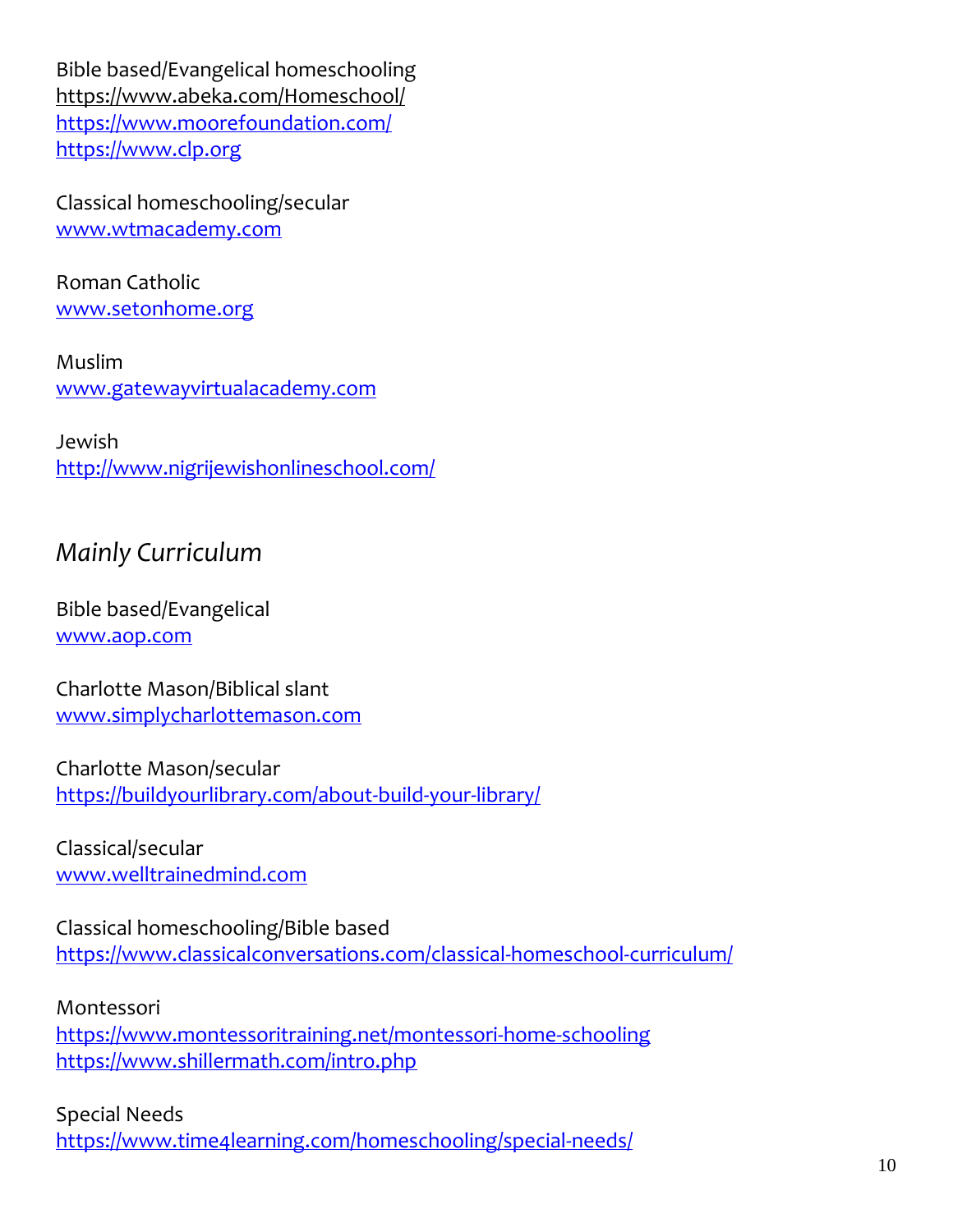Bible based/Evangelical homeschooling
https://www.abeka.com/Homeschool/
https://www.moorefoundation.com/
https://www.clp.org

Classical homeschooling/secular
www.wtmacademy.com

Roman Catholic
www.setonhome.org

Muslim
www.gatewayvirtualacademy.com

Jewish
http://www.nigrijewishonlineschool.com/

## *Mainly Curriculum*

Bible based/Evangelical
www.aop.com

Charlotte Mason/Biblical slant
www.simplycharlottemason.com

Charlotte Mason/secular
https://buildyourlibrary.com/about-build-your-library/

Classical/secular
www.welltrainedmind.com

Classical homeschooling/Bible based
https://www.classicalconversations.com/classical-homeschool-curriculum/

Montessori
https://www.montessoritraining.net/montessori-home-schooling
https://www.shillermath.com/intro.php

Special Needs
https://www.time4learning.com/homeschooling/special-needs/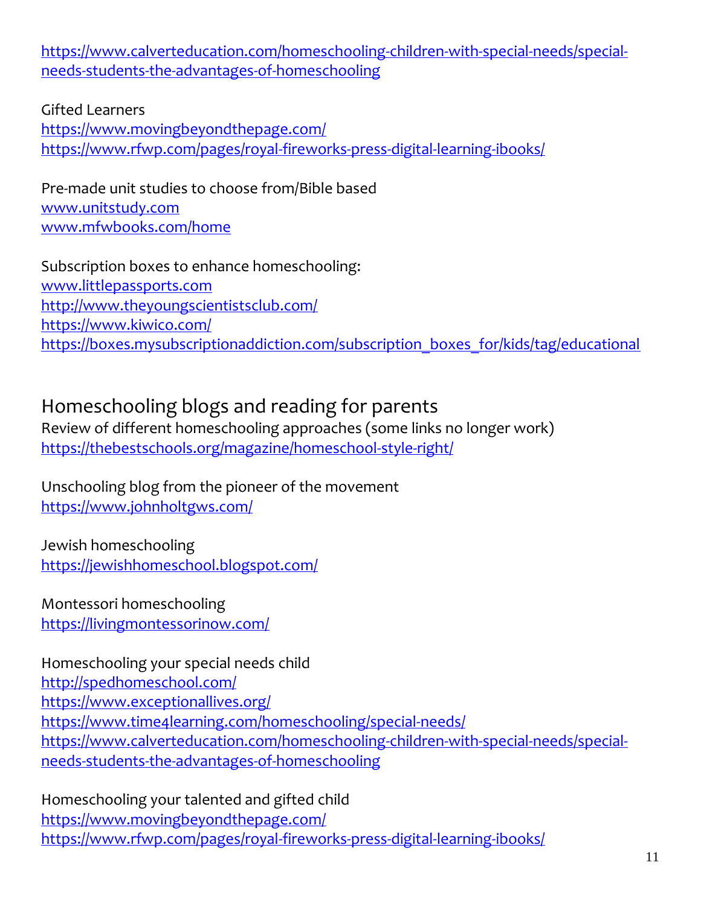https://www.calverteducation.com/homeschooling-children-with-special-needs/special-needs-students-the-advantages-of-homeschooling

Gifted Learners
https://www.movingbeyondthepage.com/
https://www.rfwp.com/pages/royal-fireworks-press-digital-learning-ibooks/

Pre-made unit studies to choose from/Bible based
www.unitstudy.com
www.mfwbooks.com/home

Subscription boxes to enhance homeschooling:
www.littlepassports.com
http://www.theyoungscientistsclub.com/
https://www.kiwico.com/
https://boxes.mysubscriptionaddiction.com/subscription_boxes_for/kids/tag/educational

## Homeschooling blogs and reading for parents

Review of different homeschooling approaches (some links no longer work)
https://thebestschools.org/magazine/homeschool-style-right/

Unschooling blog from the pioneer of the movement
https://www.johnholtgws.com/

Jewish homeschooling
https://jewishhomeschool.blogspot.com/

Montessori homeschooling
https://livingmontessorinow.com/

Homeschooling your special needs child
http://spedhomeschool.com/
https://www.exceptionallives.org/
https://www.time4learning.com/homeschooling/special-needs/
https://www.calverteducation.com/homeschooling-children-with-special-needs/special-needs-students-the-advantages-of-homeschooling

Homeschooling your talented and gifted child
https://www.movingbeyondthepage.com/
https://www.rfwp.com/pages/royal-fireworks-press-digital-learning-ibooks/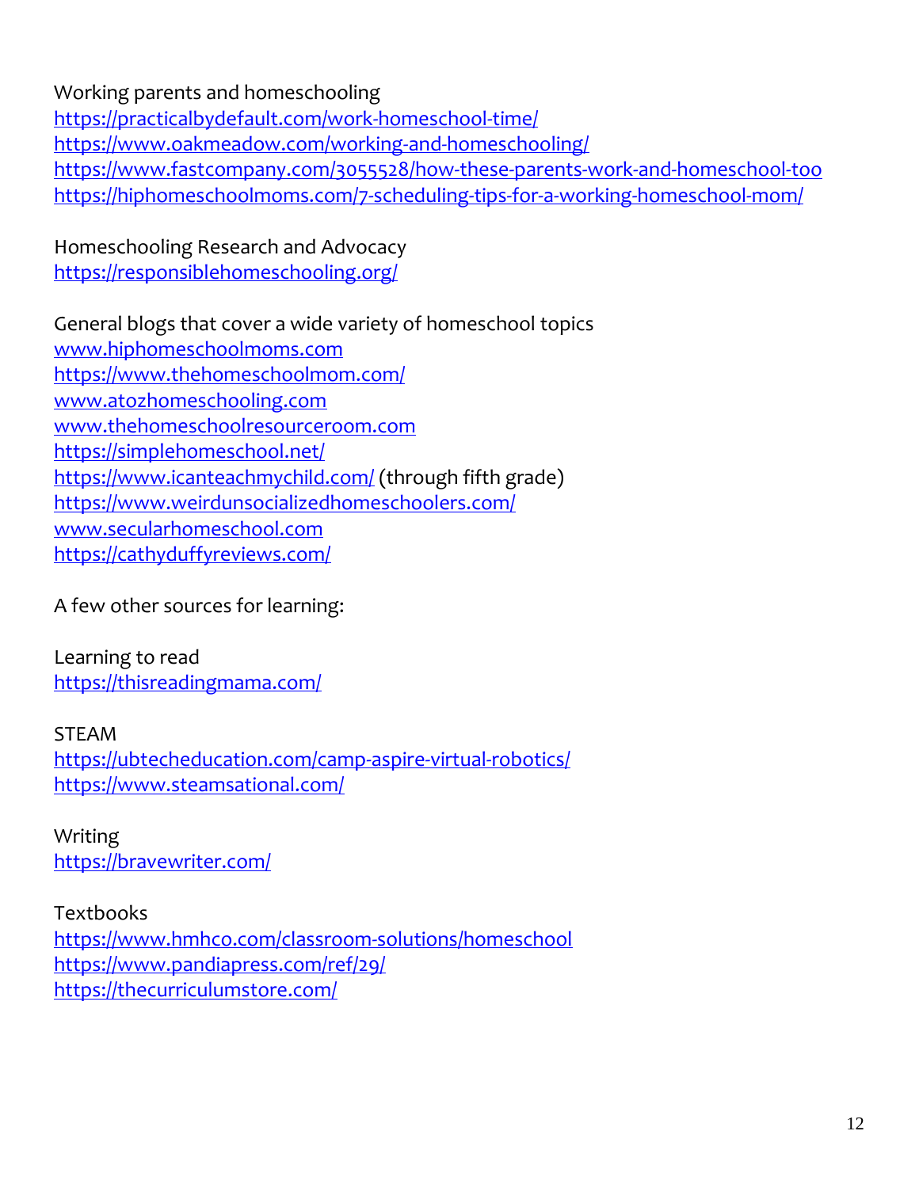Working parents and homeschooling
https://practicalbydefault.com/work-homeschool-time/
https://www.oakmeadow.com/working-and-homeschooling/
https://www.fastcompany.com/3055528/how-these-parents-work-and-homeschool-too
https://hiphomeschoolmoms.com/7-scheduling-tips-for-a-working-homeschool-mom/

Homeschooling Research and Advocacy
https://responsiblehomeschooling.org/

General blogs that cover a wide variety of homeschool topics
www.hiphomeschoolmoms.com
https://www.thehomeschoolmom.com/
www.atozhomeschooling.com
www.thehomeschoolresourceroom.com
https://simplehomeschool.net/
https://www.icanteachmychild.com/ (through fifth grade)
https://www.weirdunsocializedhomeschoolers.com/
www.secularhomeschool.com
https://cathyduffyreviews.com/

A few other sources for learning:

Learning to read
https://thisreadingmama.com/

STEAM
https://ubtecheducation.com/camp-aspire-virtual-robotics/
https://www.steamsational.com/

Writing
https://bravewriter.com/

Textbooks
https://www.hmhco.com/classroom-solutions/homeschool
https://www.pandiapress.com/ref/29/
https://thecurriculumstore.com/